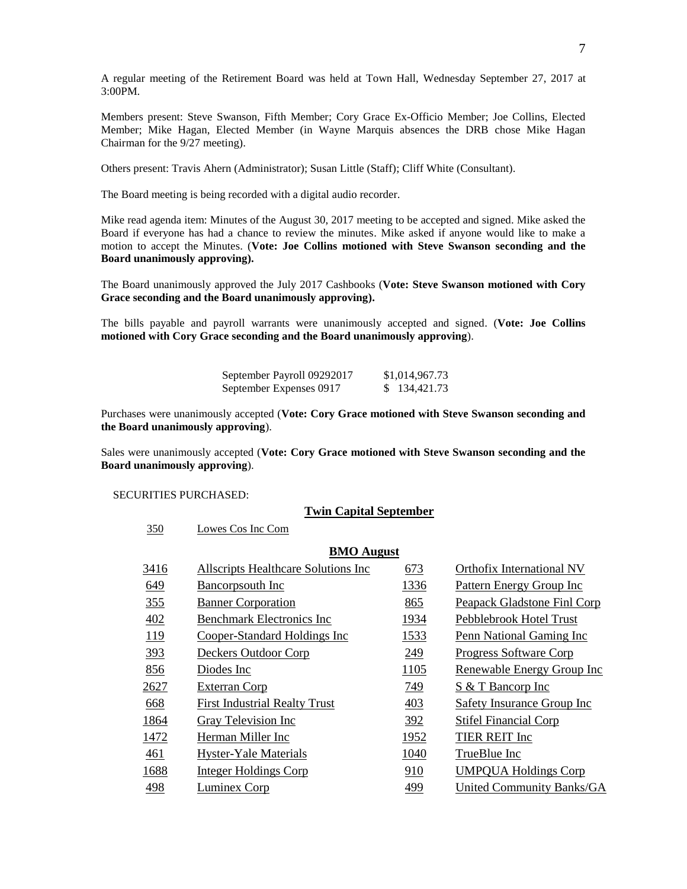A regular meeting of the Retirement Board was held at Town Hall, Wednesday September 27, 2017 at 3:00PM.

Members present: Steve Swanson, Fifth Member; Cory Grace Ex-Officio Member; Joe Collins, Elected Member; Mike Hagan, Elected Member (in Wayne Marquis absences the DRB chose Mike Hagan Chairman for the 9/27 meeting).

Others present: Travis Ahern (Administrator); Susan Little (Staff); Cliff White (Consultant).

The Board meeting is being recorded with a digital audio recorder.

Mike read agenda item: Minutes of the August 30, 2017 meeting to be accepted and signed. Mike asked the Board if everyone has had a chance to review the minutes. Mike asked if anyone would like to make a motion to accept the Minutes. (**Vote: Joe Collins motioned with Steve Swanson seconding and the Board unanimously approving).**

The Board unanimously approved the July 2017 Cashbooks (**Vote: Steve Swanson motioned with Cory Grace seconding and the Board unanimously approving).**

The bills payable and payroll warrants were unanimously accepted and signed. (**Vote: Joe Collins motioned with Cory Grace seconding and the Board unanimously approving**).

| | |
|---|---|
| September Payroll 09292017 | $1,014,967.73 |
| September Expenses 0917 | $ 134,421.73 |

Purchases were unanimously accepted (**Vote: Cory Grace motioned with Steve Swanson seconding and the Board unanimously approving**).

Sales were unanimously accepted (**Vote: Cory Grace motioned with Steve Swanson seconding and the Board unanimously approving**).

SECURITIES PURCHASED:

**Twin Capital September**

350 Lowes Cos Inc Com

**BMO August**

| | | | |
|---|---|---|---|
| 3416 | Allscripts Healthcare Solutions Inc | 673 | Orthofix International NV |
| 649 | Bancorpsouth Inc | 1336 | Pattern Energy Group Inc |
| 355 | Banner Corporation | 865 | Peapack Gladstone Finl Corp |
| 402 | Benchmark Electronics Inc | 1934 | Pebblebrook Hotel Trust |
| 119 | Cooper-Standard Holdings Inc | 1533 | Penn National Gaming Inc |
| 393 | Deckers Outdoor Corp | 249 | Progress Software Corp |
| 856 | Diodes Inc | 1105 | Renewable Energy Group Inc |
| 2627 | Exterran Corp | 749 | S & T Bancorp Inc |
| 668 | First Industrial Realty Trust | 403 | Safety Insurance Group Inc |
| 1864 | Gray Television Inc | 392 | Stifel Financial Corp |
| 1472 | Herman Miller Inc | 1952 | TIER REIT Inc |
| 461 | Hyster-Yale Materials | 1040 | TrueBlue Inc |
| 1688 | Integer Holdings Corp | 910 | UMPQUA Holdings Corp |
| 498 | Luminex Corp | 499 | United Community Banks/GA |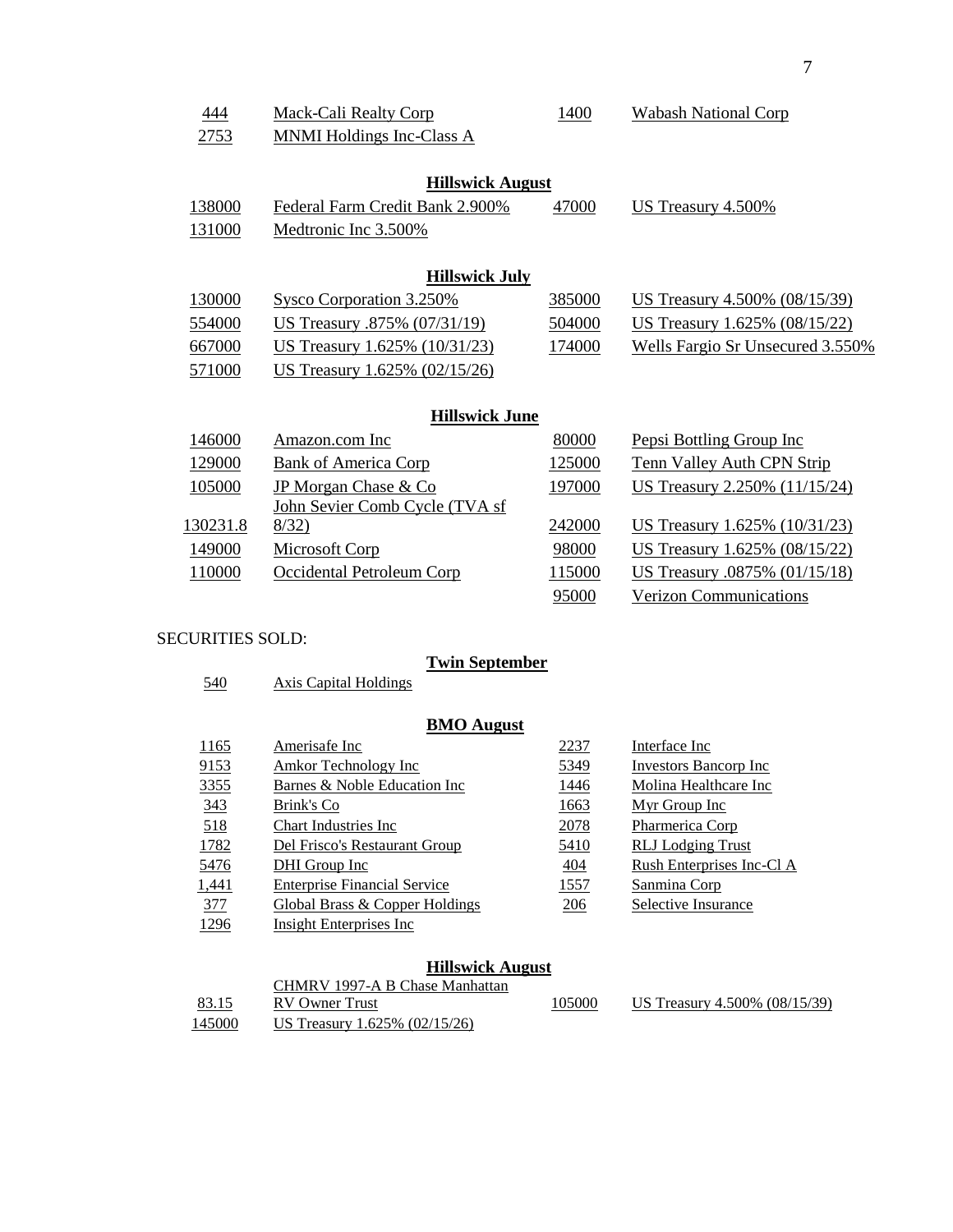| | | | |
|---|---|---|---|
| 444 | Mack-Cali Realty Corp | 1400 | Wabash National Corp |
| 2753 | MNMI Holdings Inc-Class A | | |

**Hillswick August**

| | | | |
|---|---|---|---|
| 138000 | Federal Farm Credit Bank 2.900% | 47000 | US Treasury 4.500% |
| 131000 | Medtronic Inc 3.500% | | |

**Hillswick July**

| | | | |
|---|---|---|---|
| 130000 | Sysco Corporation 3.250% | 385000 | US Treasury 4.500% (08/15/39) |
| 554000 | US Treasury .875% (07/31/19) | 504000 | US Treasury 1.625% (08/15/22) |
| 667000 | US Treasury 1.625% (10/31/23) | 174000 | Wells Fargio Sr Unsecured 3.550% |
| 571000 | US Treasury 1.625% (02/15/26) | | |

**Hillswick June**

| | | | |
|---|---|---|---|
| 146000 | Amazon.com Inc | 80000 | Pepsi Bottling Group Inc |
| 129000 | Bank of America Corp | 125000 | Tenn Valley Auth CPN Strip |
| 105000 | JP Morgan Chase & Co | 197000 | US Treasury 2.250% (11/15/24) |
| 130231.8 | John Sevier Comb Cycle (TVA sf 8/32) | 242000 | US Treasury 1.625% (10/31/23) |
| 149000 | Microsoft Corp | 98000 | US Treasury 1.625% (08/15/22) |
| 110000 | Occidental Petroleum Corp | 115000 | US Treasury .0875% (01/15/18) |
| | | 95000 | Verizon Communications |

SECURITIES SOLD:

**Twin September**

| | |
|---|---|
| 540 | Axis Capital Holdings |

**BMO August**

| | | | |
|---|---|---|---|
| 1165 | Amerisafe Inc | 2237 | Interface Inc |
| 9153 | Amkor Technology Inc | 5349 | Investors Bancorp Inc |
| 3355 | Barnes & Noble Education Inc | 1446 | Molina Healthcare Inc |
| 343 | Brink's Co | 1663 | Myr Group Inc |
| 518 | Chart Industries Inc | 2078 | Pharmerica Corp |
| 1782 | Del Frisco's Restaurant Group | 5410 | RLJ Lodging Trust |
| 5476 | DHI Group Inc | 404 | Rush Enterprises Inc-Cl A |
| 1,441 | Enterprise Financial Service | 1557 | Sanmina Corp |
| 377 | Global Brass & Copper Holdings | 206 | Selective Insurance |
| 1296 | Insight Enterprises Inc | | |

**Hillswick August**

| | | | |
|---|---|---|---|
| 83.15 | CHMRV 1997-A B Chase Manhattan RV Owner Trust | 105000 | US Treasury 4.500% (08/15/39) |
| 145000 | US Treasury 1.625% (02/15/26) | | |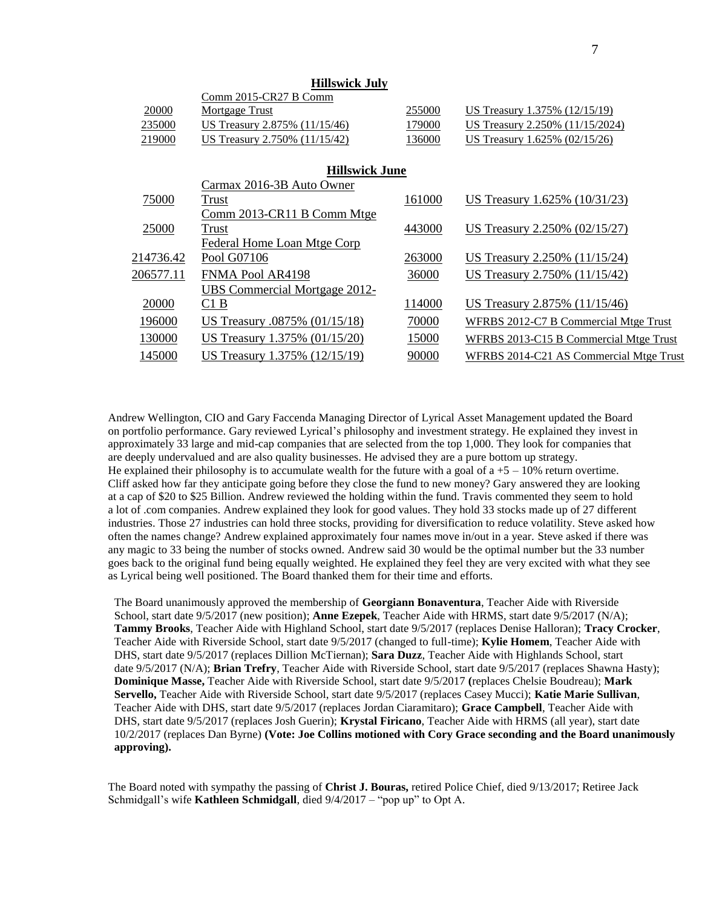**Hillswick July**

| | | | |
|---|---|---|---|
| 20000 | Comm 2015-CR27 B Comm Mortgage Trust | 255000 | US Treasury 1.375% (12/15/19) |
| 235000 | US Treasury 2.875% (11/15/46) | 179000 | US Treasury 2.250% (11/15/2024) |
| 219000 | US Treasury 2.750% (11/15/42) | 136000 | US Treasury 1.625% (02/15/26) |

**Hillswick June**

| | | | |
|---|---|---|---|
| 75000 | Carmax 2016-3B Auto Owner Trust | 161000 | US Treasury 1.625% (10/31/23) |
| 25000 | Comm 2013-CR11 B Comm Mtge Trust | 443000 | US Treasury 2.250% (02/15/27) |
| 214736.42 | Federal Home Loan Mtge Corp Pool G07106 | 263000 | US Treasury 2.250% (11/15/24) |
| 206577.11 | FNMA Pool AR4198 | 36000 | US Treasury 2.750% (11/15/42) |
| 20000 | UBS Commercial Mortgage 2012-C1 B | 114000 | US Treasury 2.875% (11/15/46) |
| 196000 | US Treasury .0875% (01/15/18) | 70000 | WFRBS 2012-C7 B Commercial Mtge Trust |
| 130000 | US Treasury 1.375% (01/15/20) | 15000 | WFRBS 2013-C15 B Commercial Mtge Trust |
| 145000 | US Treasury 1.375% (12/15/19) | 90000 | WFRBS 2014-C21 AS Commercial Mtge Trust |

Andrew Wellington, CIO and Gary Faccenda Managing Director of Lyrical Asset Management updated the Board on portfolio performance. Gary reviewed Lyrical's philosophy and investment strategy. He explained they invest in approximately 33 large and mid-cap companies that are selected from the top 1,000. They look for companies that are deeply undervalued and are also quality businesses. He advised they are a pure bottom up strategy. He explained their philosophy is to accumulate wealth for the future with a goal of a +5 – 10% return overtime. Cliff asked how far they anticipate going before they close the fund to new money? Gary answered they are looking at a cap of $20 to $25 Billion. Andrew reviewed the holding within the fund. Travis commented they seem to hold a lot of .com companies. Andrew explained they look for good values. They hold 33 stocks made up of 27 different industries. Those 27 industries can hold three stocks, providing for diversification to reduce volatility. Steve asked how often the names change? Andrew explained approximately four names move in/out in a year. Steve asked if there was any magic to 33 being the number of stocks owned. Andrew said 30 would be the optimal number but the 33 number goes back to the original fund being equally weighted. He explained they feel they are very excited with what they see as Lyrical being well positioned. The Board thanked them for their time and efforts.

The Board unanimously approved the membership of **Georgiann Bonaventura**, Teacher Aide with Riverside School, start date 9/5/2017 (new position); **Anne Ezepek**, Teacher Aide with HRMS, start date 9/5/2017 (N/A); **Tammy Brooks**, Teacher Aide with Highland School, start date 9/5/2017 (replaces Denise Halloran); **Tracy Crocker**, Teacher Aide with Riverside School, start date 9/5/2017 (changed to full-time); **Kylie Homem**, Teacher Aide with DHS, start date 9/5/2017 (replaces Dillion McTiernan); **Sara Duzz**, Teacher Aide with Highlands School, start date 9/5/2017 (N/A); **Brian Trefry**, Teacher Aide with Riverside School, start date 9/5/2017 (replaces Shawna Hasty); **Dominique Masse,** Teacher Aide with Riverside School, start date 9/5/2017 **(**replaces Chelsie Boudreau); **Mark Servello,** Teacher Aide with Riverside School, start date 9/5/2017 (replaces Casey Mucci); **Katie Marie Sullivan**, Teacher Aide with DHS, start date 9/5/2017 (replaces Jordan Ciaramitaro); **Grace Campbell**, Teacher Aide with DHS, start date 9/5/2017 (replaces Josh Guerin); **Krystal Firicano**, Teacher Aide with HRMS (all year), start date 10/2/2017 (replaces Dan Byrne) **(Vote: Joe Collins motioned with Cory Grace seconding and the Board unanimously approving).**

The Board noted with sympathy the passing of **Christ J. Bouras,** retired Police Chief, died 9/13/2017; Retiree Jack Schmidgall's wife **Kathleen Schmidgall**, died 9/4/2017 – "pop up" to Opt A.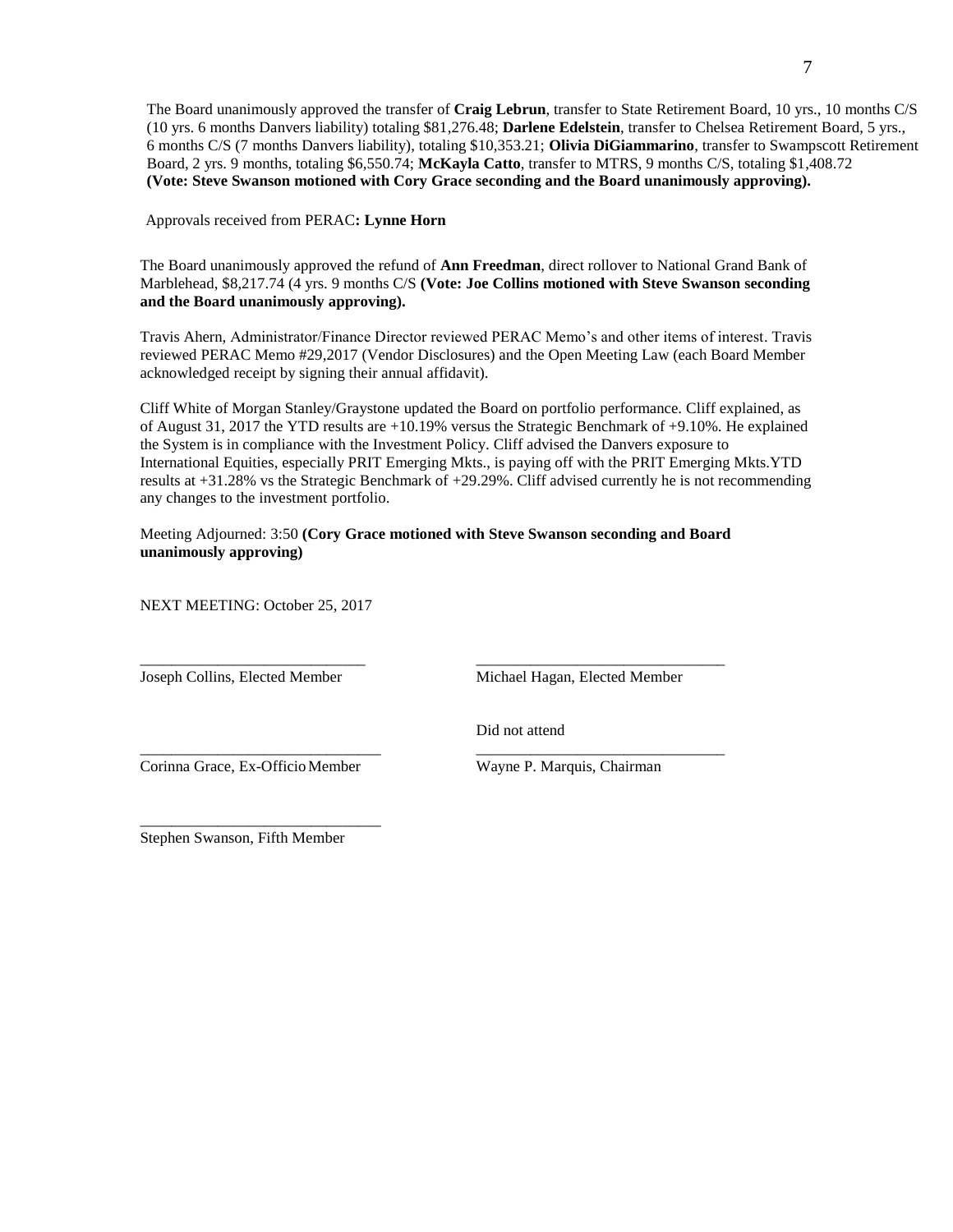The Board unanimously approved the transfer of **Craig Lebrun**, transfer to State Retirement Board, 10 yrs., 10 months C/S (10 yrs. 6 months Danvers liability) totaling $81,276.48; **Darlene Edelstein**, transfer to Chelsea Retirement Board, 5 yrs., 6 months C/S (7 months Danvers liability), totaling $10,353.21; **Olivia DiGiammarino**, transfer to Swampscott Retirement Board, 2 yrs. 9 months, totaling $6,550.74; **McKayla Catto**, transfer to MTRS, 9 months C/S, totaling $1,408.72 **(Vote: Steve Swanson motioned with Cory Grace seconding and the Board unanimously approving).**

Approvals received from PERAC**: Lynne Horn**

The Board unanimously approved the refund of **Ann Freedman**, direct rollover to National Grand Bank of Marblehead, $8,217.74 (4 yrs. 9 months C/S **(Vote: Joe Collins motioned with Steve Swanson seconding and the Board unanimously approving).**

Travis Ahern, Administrator/Finance Director reviewed PERAC Memo's and other items of interest. Travis reviewed PERAC Memo #29,2017 (Vendor Disclosures) and the Open Meeting Law (each Board Member acknowledged receipt by signing their annual affidavit).

Cliff White of Morgan Stanley/Graystone updated the Board on portfolio performance. Cliff explained, as of August 31, 2017 the YTD results are +10.19% versus the Strategic Benchmark of +9.10%. He explained the System is in compliance with the Investment Policy. Cliff advised the Danvers exposure to International Equities, especially PRIT Emerging Mkts., is paying off with the PRIT Emerging Mkts.YTD results at +31.28% vs the Strategic Benchmark of +29.29%. Cliff advised currently he is not recommending any changes to the investment portfolio.

Meeting Adjourned: 3:50 **(Cory Grace motioned with Steve Swanson seconding and Board unanimously approving)**

NEXT MEETING: October 25, 2017

\_\_\_\_\_\_\_\_\_\_\_\_\_\_\_\_\_\_\_\_\_\_\_\_\_\_\_\_
Joseph Collins, Elected Member

\_\_\_\_\_\_\_\_\_\_\_\_\_\_\_\_\_\_\_\_\_\_\_\_\_\_\_\_
Michael Hagan, Elected Member

\_\_\_\_\_\_\_\_\_\_\_\_\_\_\_\_\_\_\_\_\_\_\_\_\_\_\_\_
Corinna Grace, Ex-Officio Member

Did not attend
\_\_\_\_\_\_\_\_\_\_\_\_\_\_\_\_\_\_\_\_\_\_\_\_\_\_\_\_
Wayne P. Marquis, Chairman

\_\_\_\_\_\_\_\_\_\_\_\_\_\_\_\_\_\_\_\_\_\_\_\_\_\_\_\_
Stephen Swanson, Fifth Member